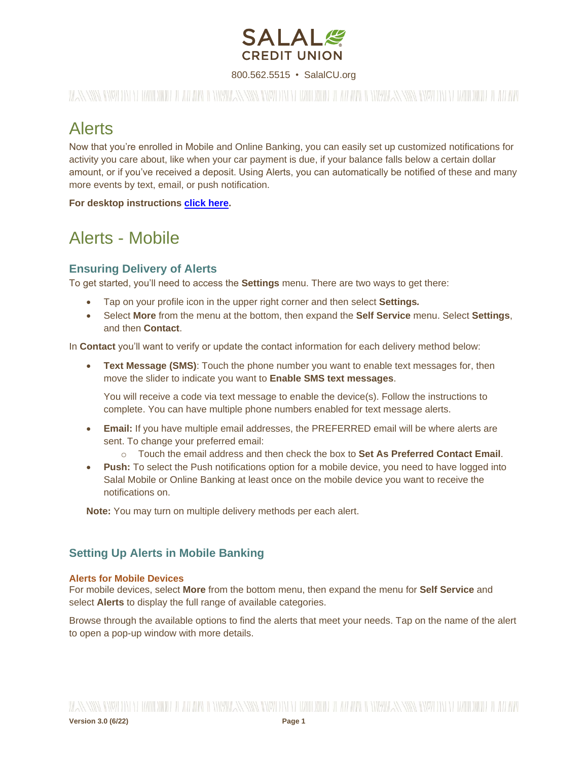SALAL CREDIT UNION

800.562.5515 • SalalCU.org

# Alerts

Now that you're enrolled in Mobile and Online Banking, you can easily set up customized notifications for activity you care about, like when your car payment is due, if your balance falls below a certain dollar amount, or if you've received a deposit. Using Alerts, you can automatically be notified of these and many more events by text, email, or push notification.

**For desktop instructions [click here](#).**

# Alerts - Mobile

## Ensuring Delivery of Alerts

To get started, you'll need to access the **Settings** menu. There are two ways to get there:

- Tap on your profile icon in the upper right corner and then select **Settings.**
- Select **More** from the menu at the bottom, then expand the **Self Service** menu. Select **Settings**, and then **Contact**.

In **Contact** you'll want to verify or update the contact information for each delivery method below:

- **Text Message (SMS)**: Touch the phone number you want to enable text messages for, then move the slider to indicate you want to **Enable SMS text messages**.

  You will receive a code via text message to enable the device(s). Follow the instructions to complete. You can have multiple phone numbers enabled for text message alerts.

- **Email:** If you have multiple email addresses, the PREFERRED email will be where alerts are sent. To change your preferred email:
  - Touch the email address and then check the box to **Set As Preferred Contact Email**.
- **Push:** To select the Push notifications option for a mobile device, you need to have logged into Salal Mobile or Online Banking at least once on the mobile device you want to receive the notifications on.

**Note:** You may turn on multiple delivery methods per each alert.

## Setting Up Alerts in Mobile Banking

### Alerts for Mobile Devices

For mobile devices, select **More** from the bottom menu, then expand the menu for **Self Service** and select **Alerts** to display the full range of available categories.

Browse through the available options to find the alerts that meet your needs. Tap on the name of the alert to open a pop-up window with more details.

**Version 3.0 (6/22)**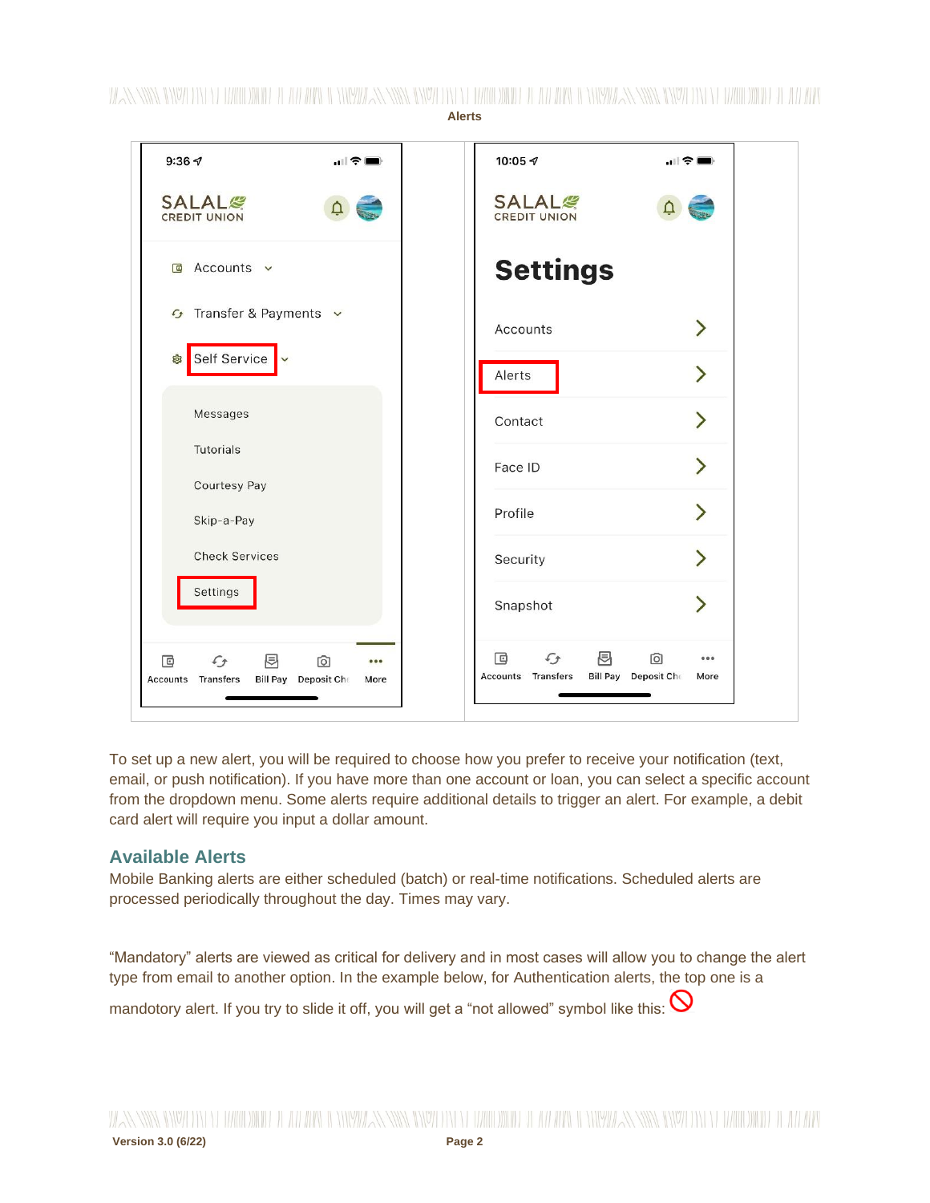**Alerts**

To set up a new alert, you will be required to choose how you prefer to receive your notification (text, email, or push notification). If you have more than one account or loan, you can select a specific account from the dropdown menu. Some alerts require additional details to trigger an alert. For example, a debit card alert will require you input a dollar amount.

## Available Alerts

Mobile Banking alerts are either scheduled (batch) or real-time notifications. Scheduled alerts are processed periodically throughout the day. Times may vary.

“Mandatory” alerts are viewed as critical for delivery and in most cases will allow you to change the alert type from email to another option. In the example below, for Authentication alerts, the top one is a mandotory alert. If you try to slide it off, you will get a “not allowed” symbol like this: 🚫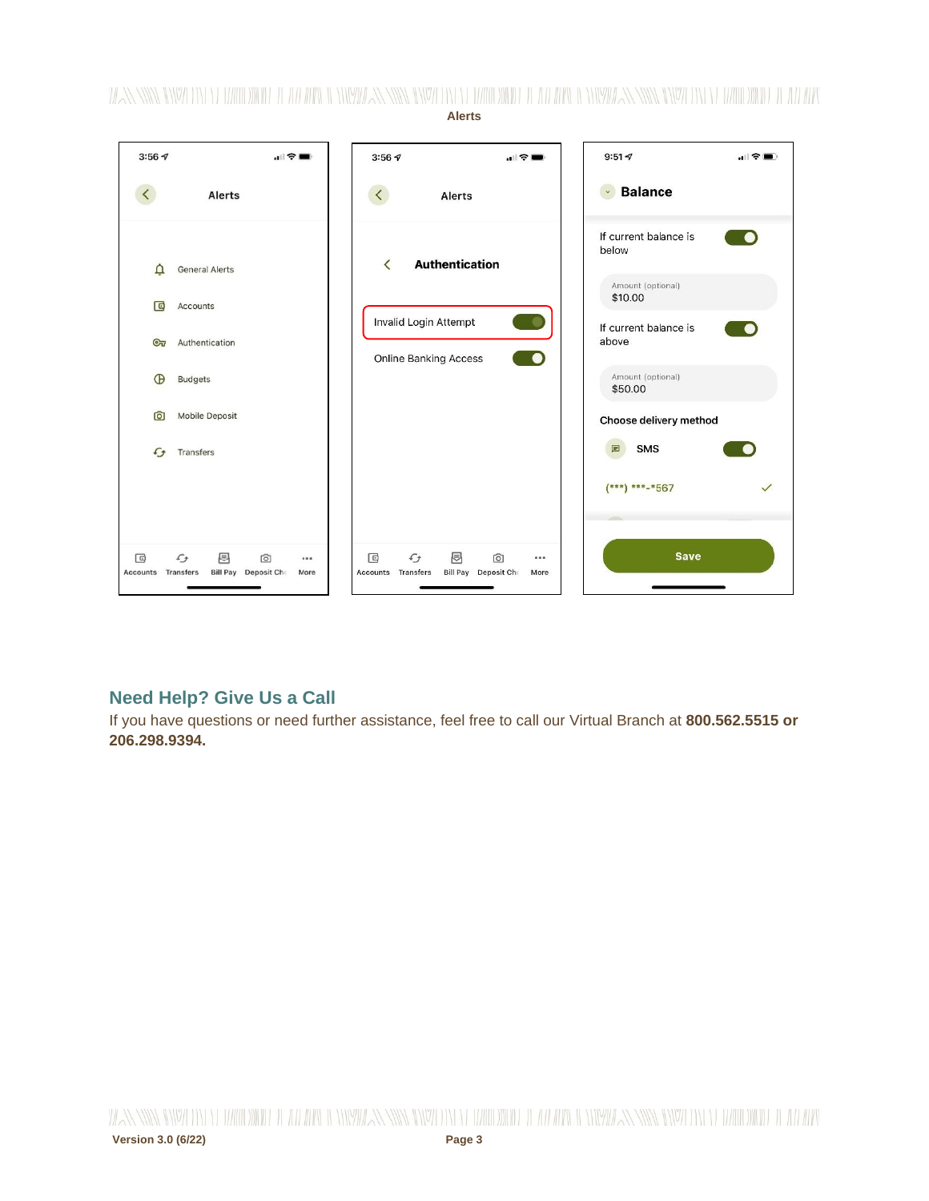Alerts

3:56

Alerts

- General Alerts
- Accounts
- Authentication
- Budgets
- Mobile Deposit
- Transfers

Accounts | Transfers | Bill Pay | Deposit Ch | More

3:56

Alerts

Authentication

Invalid Login Attempt

Online Banking Access

Accounts | Transfers | Bill Pay | Deposit Ch | More

9:51

Balance

If current balance is below

Amount (optional)
$10.00

If current balance is above

Amount (optional)
$50.00

Choose delivery method

SMS

(***) ***-*567

Save

## Need Help? Give Us a Call

If you have questions or need further assistance, feel free to call our Virtual Branch at **800.562.5515 or 206.298.9394.**

Version 3.0 (6/22)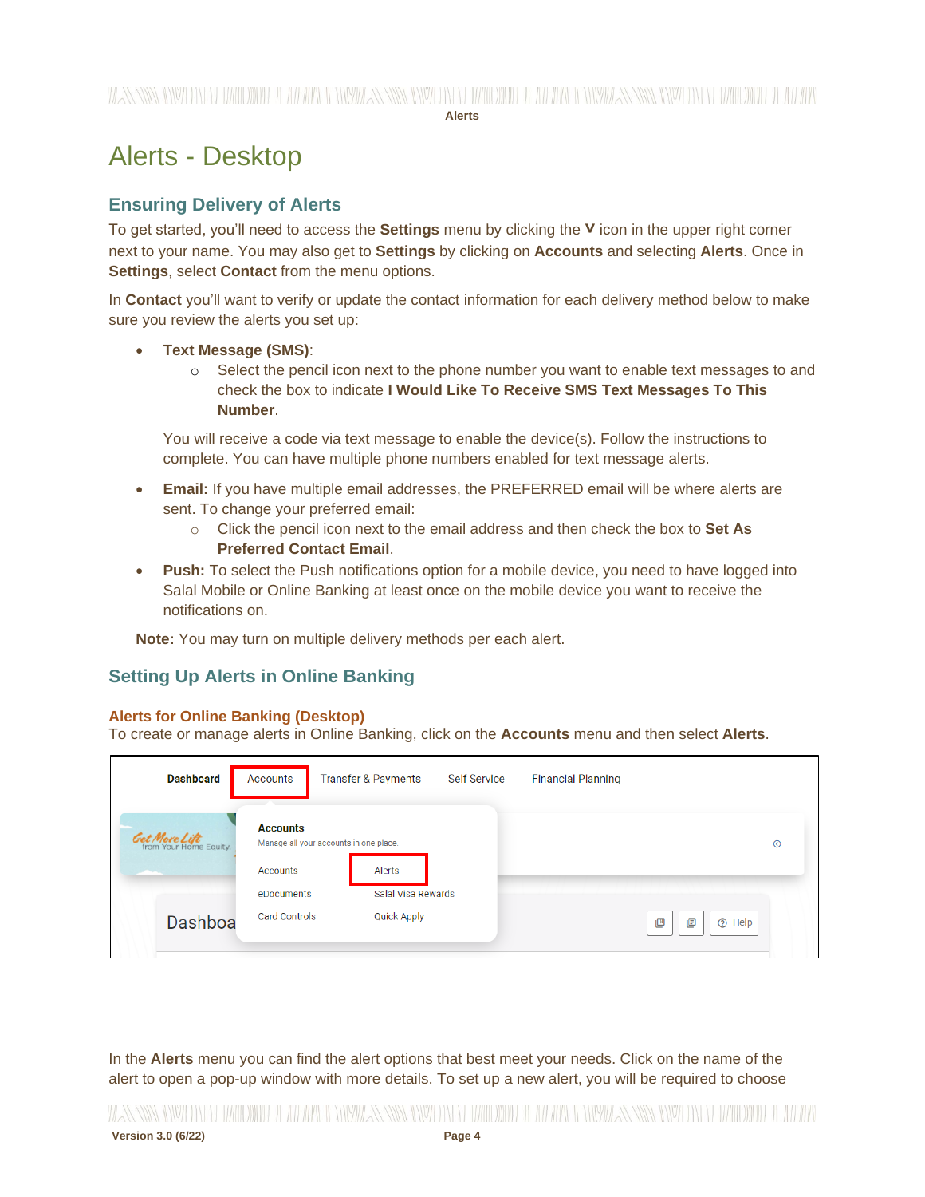# Alerts - Desktop

## Ensuring Delivery of Alerts

To get started, you'll need to access the **Settings** menu by clicking the **V** icon in the upper right corner next to your name. You may also get to **Settings** by clicking on **Accounts** and selecting **Alerts**. Once in **Settings**, select **Contact** from the menu options.

In **Contact** you'll want to verify or update the contact information for each delivery method below to make sure you review the alerts you set up:

- **Text Message (SMS)**:
  - Select the pencil icon next to the phone number you want to enable text messages to and check the box to indicate **I Would Like To Receive SMS Text Messages To This Number**.

  You will receive a code via text message to enable the device(s). Follow the instructions to complete. You can have multiple phone numbers enabled for text message alerts.

- **Email:** If you have multiple email addresses, the PREFERRED email will be where alerts are sent. To change your preferred email:
  - Click the pencil icon next to the email address and then check the box to **Set As Preferred Contact Email**.
- **Push:** To select the Push notifications option for a mobile device, you need to have logged into Salal Mobile or Online Banking at least once on the mobile device you want to receive the notifications on.

**Note:** You may turn on multiple delivery methods per each alert.

## Setting Up Alerts in Online Banking

### Alerts for Online Banking (Desktop)

To create or manage alerts in Online Banking, click on the **Accounts** menu and then select **Alerts**.

Dashboard | Accounts | Transfer & Payments | Self Service | Financial Planning

Accounts
Manage all your accounts in one place.

Accounts | Alerts
eDocuments | Salal Visa Rewards
Card Controls | Quick Apply

In the **Alerts** menu you can find the alert options that best meet your needs. Click on the name of the alert to open a pop-up window with more details. To set up a new alert, you will be required to choose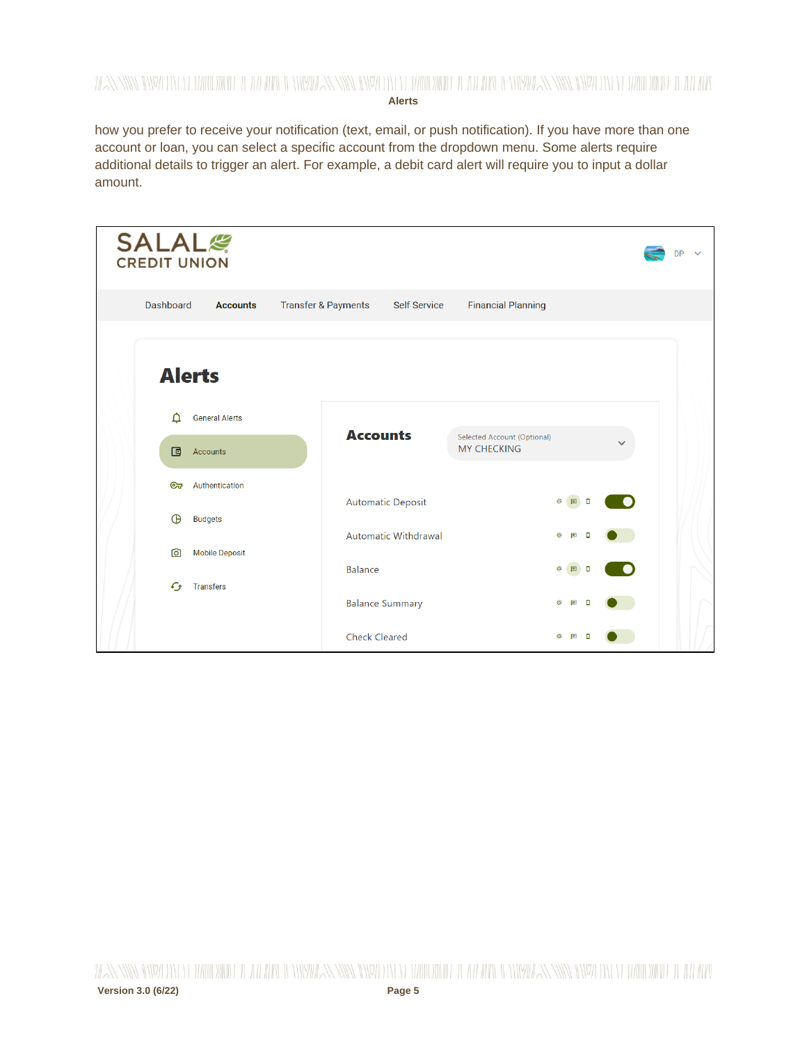how you prefer to receive your notification (text, email, or push notification). If you have more than one account or loan, you can select a specific account from the dropdown menu. Some alerts require additional details to trigger an alert. For example, a debit card alert will require you to input a dollar amount.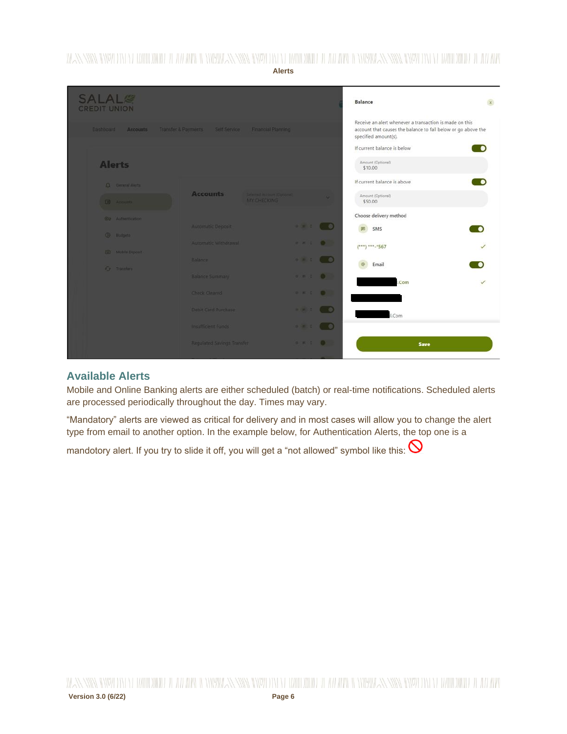Alerts

Balance

Receive an alert whenever a transaction is made on this account that causes the balance to fall below or go above the specified amount(s).

If current balance is below

Amount (Optional)
$10.00

If current balance is above

Amount (Optional)
$50.00

Choose delivery method

SMS

(***) ***-*567

Email

.Com

l.Com

Save

## Available Alerts

Mobile and Online Banking alerts are either scheduled (batch) or real-time notifications. Scheduled alerts are processed periodically throughout the day. Times may vary.

“Mandatory” alerts are viewed as critical for delivery and in most cases will allow you to change the alert type from email to another option. In the example below, for Authentication Alerts, the top one is a mandotory alert. If you try to slide it off, you will get a “not allowed” symbol like this: 🚫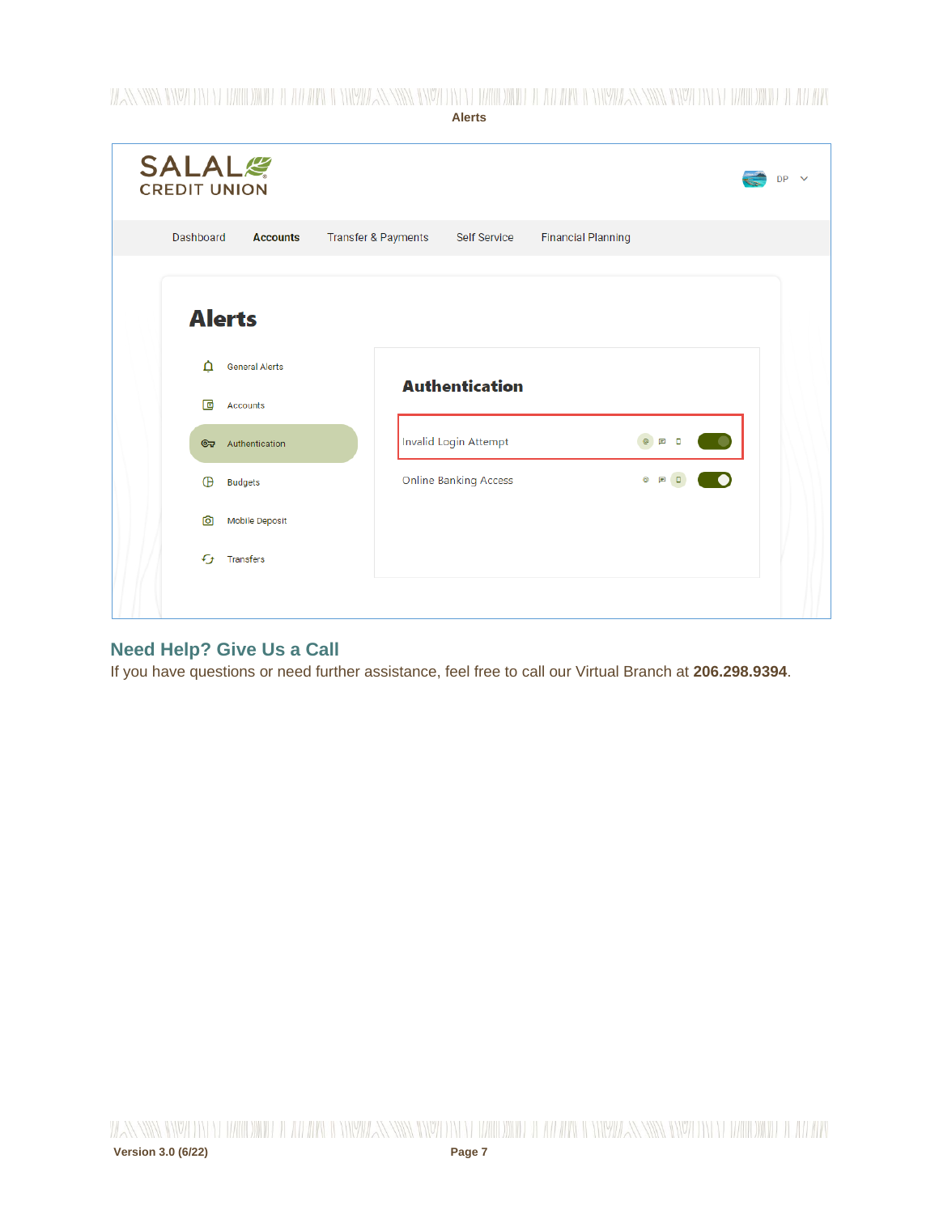Alerts

SALAL CREDIT UNION

DP

Dashboard Accounts Transfer & Payments Self Service Financial Planning

Alerts

General Alerts

Accounts

Authentication

Budgets

Mobile Deposit

Transfers

Authentication

Invalid Login Attempt

Online Banking Access

## Need Help? Give Us a Call

If you have questions or need further assistance, feel free to call our Virtual Branch at **206.298.9394**.

**Version 3.0 (6/22)**